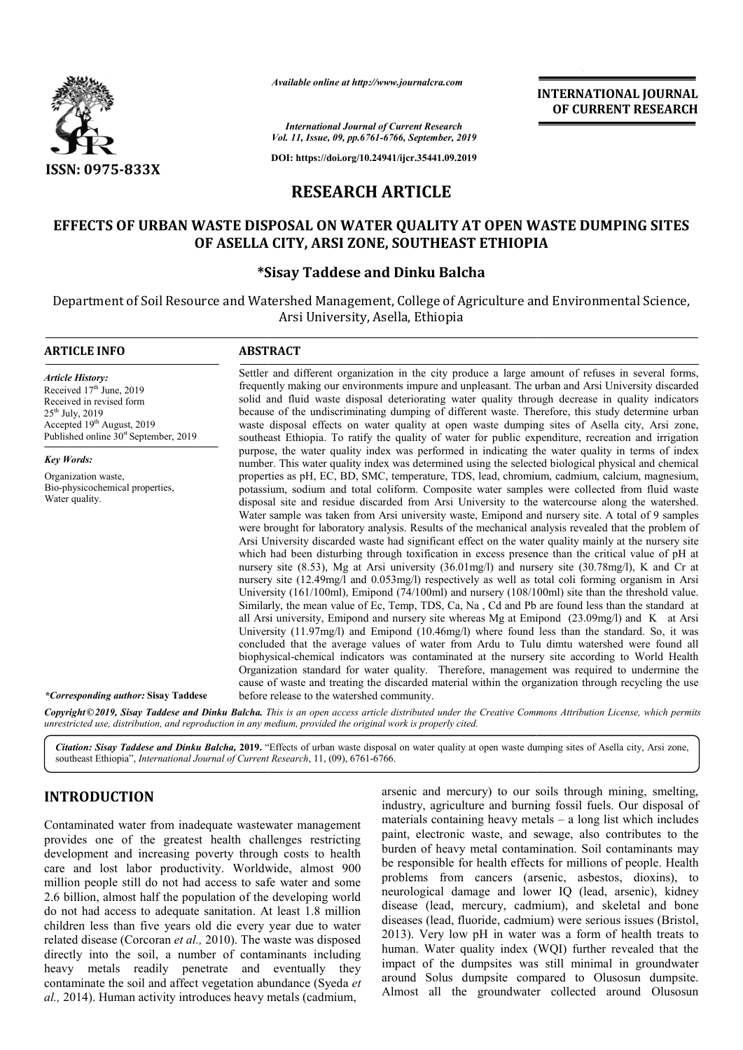ISSN: 0975-833X

*Available online at http://www.journalcra.com*

*International Journal of Current Research*
*Vol. 11, Issue, 09, pp.6761-6766, September, 2019*

**DOI: https://doi.org/10.24941/ijcr.35441.09.2019**

**INTERNATIONAL JOURNAL OF CURRENT RESEARCH**

# RESEARCH ARTICLE

# EFFECTS OF URBAN WASTE DISPOSAL ON WATER QUALITY AT OPEN WASTE DUMPING SITES OF ASELLA CITY, ARSI ZONE, SOUTHEAST ETHIOPIA

**\*Sisay Taddese and Dinku Balcha**

Department of Soil Resource and Watershed Management, College of Agriculture and Environmental Science, Arsi University, Asella, Ethiopia

## ARTICLE INFO

*Article History:*
Received 17th June, 2019
Received in revised form
25th July, 2019
Accepted 19th August, 2019
Published online 30st September, 2019

*Key Words:*
Organization waste,
Bio-physicochemical properties,
Water quality.

*\*Corresponding author:* **Sisay Taddese**

## ABSTRACT

Settler and different organization in the city produce a large amount of refuses in several forms, frequently making our environments impure and unpleasant. The urban and Arsi University discarded solid and fluid waste disposal deteriorating water quality through decrease in quality indicators because of the undiscriminating dumping of different waste. Therefore, this study determine urban waste disposal effects on water quality at open waste dumping sites of Asella city, Arsi zone, southeast Ethiopia. To ratify the quality of water for public expenditure, recreation and irrigation purpose, the water quality index was performed in indicating the water quality in terms of index number. This water quality index was determined using the selected biological physical and chemical properties as pH, EC, BD, SMC, temperature, TDS, lead, chromium, cadmium, calcium, magnesium, potassium, sodium and total coliform. Composite water samples were collected from fluid waste disposal site and residue discarded from Arsi University to the watercourse along the watershed. Water sample was taken from Arsi university waste, Emipond and nursery site. A total of 9 samples were brought for laboratory analysis. Results of the mechanical analysis revealed that the problem of Arsi University discarded waste had significant effect on the water quality mainly at the nursery site which had been disturbing through toxification in excess presence than the critical value of pH at nursery site (8.53), Mg at Arsi university (36.01mg/l) and nursery site (30.78mg/l), K and Cr at nursery site (12.49mg/l and 0.053mg/l) respectively as well as total coli forming organism in Arsi University (161/100ml), Emipond (74/100ml) and nursery (108/100ml) site than the threshold value. Similarly, the mean value of Ec, Temp, TDS, Ca, Na , Cd and Pb are found less than the standard at all Arsi university, Emipond and nursery site whereas Mg at Emipond (23.09mg/l) and K at Arsi University (11.97mg/l) and Emipond (10.46mg/l) where found less than the standard. So, it was concluded that the average values of water from Ardu to Tulu dimtu watershed were found all biophysical-chemical indicators was contaminated at the nursery site according to World Health Organization standard for water quality. Therefore, management was required to undermine the cause of waste and treating the discarded material within the organization through recycling the use before release to the watershed community.

*Copyright©2019, Sisay Taddese and Dinku Balcha. This is an open access article distributed under the Creative Commons Attribution License, which permits unrestricted use, distribution, and reproduction in any medium, provided the original work is properly cited.*

***Citation:** Sisay Taddese and Dinku Balcha,* **2019.** "Effects of urban waste disposal on water quality at open waste dumping sites of Asella city, Arsi zone, southeast Ethiopia", *International Journal of Current Research*, 11, (09), 6761-6766.

## INTRODUCTION

Contaminated water from inadequate wastewater management provides one of the greatest health challenges restricting development and increasing poverty through costs to health care and lost labor productivity. Worldwide, almost 900 million people still do not had access to safe water and some 2.6 billion, almost half the population of the developing world do not had access to adequate sanitation. At least 1.8 million children less than five years old die every year due to water related disease (Corcoran *et al.,* 2010). The waste was disposed directly into the soil, a number of contaminants including heavy metals readily penetrate and eventually they contaminate the soil and affect vegetation abundance (Syeda *et al.,* 2014). Human activity introduces heavy metals (cadmium, arsenic and mercury) to our soils through mining, smelting, industry, agriculture and burning fossil fuels. Our disposal of materials containing heavy metals – a long list which includes paint, electronic waste, and sewage, also contributes to the burden of heavy metal contamination. Soil contaminants may be responsible for health effects for millions of people. Health problems from cancers (arsenic, asbestos, dioxins), to neurological damage and lower IQ (lead, arsenic), kidney disease (lead, mercury, cadmium), and skeletal and bone diseases (lead, fluoride, cadmium) were serious issues (Bristol, 2013). Very low pH in water was a form of health treats to human. Water quality index (WQI) further revealed that the impact of the dumpsites was still minimal in groundwater around Solus dumpsite compared to Olusosun dumpsite. Almost all the groundwater collected around Olusosun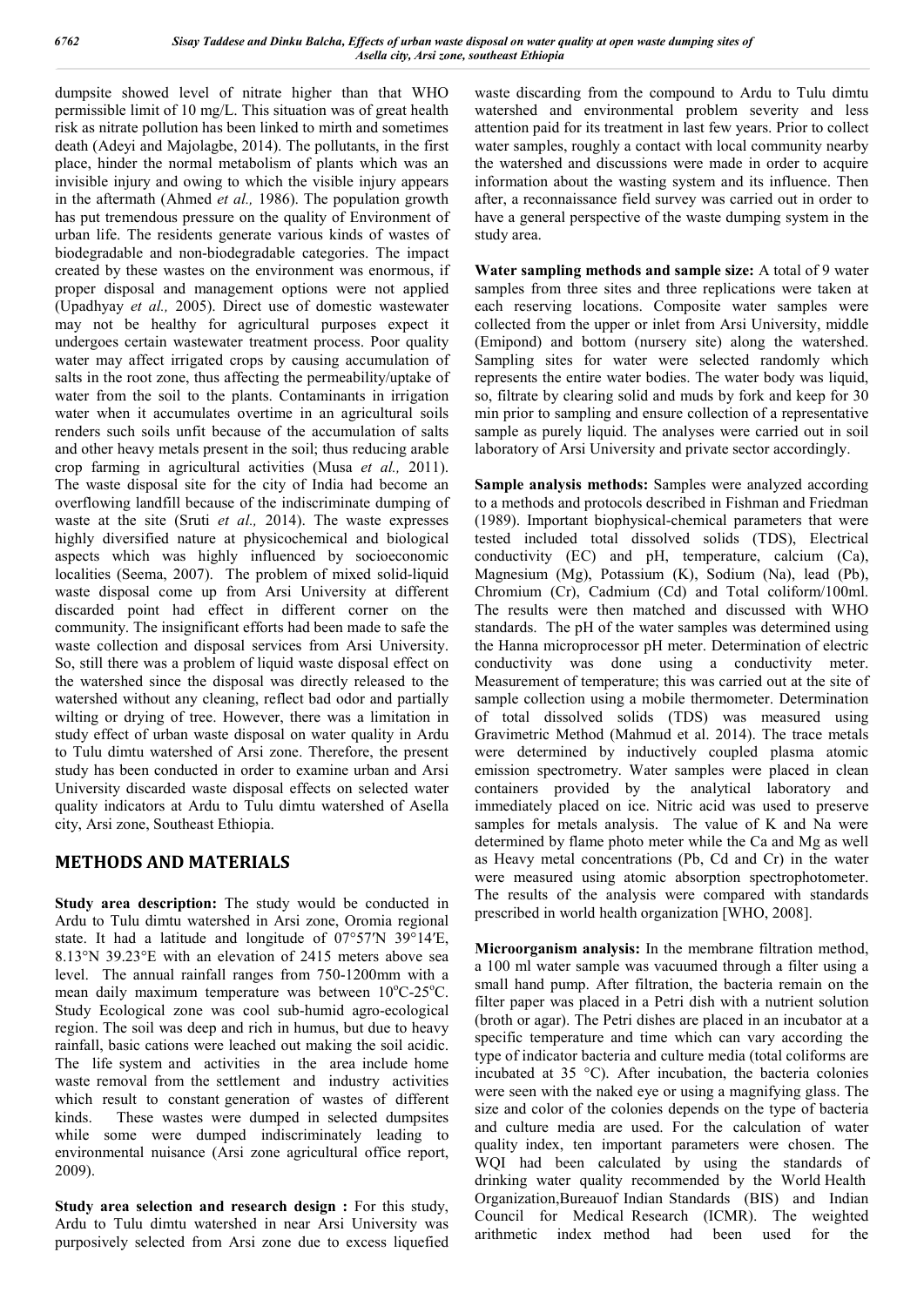dumpsite showed level of nitrate higher than that WHO permissible limit of 10 mg/L. This situation was of great health risk as nitrate pollution has been linked to mirth and sometimes death (Adeyi and Majolagbe, 2014). The pollutants, in the first place, hinder the normal metabolism of plants which was an invisible injury and owing to which the visible injury appears in the aftermath (Ahmed *et al.,* 1986). The population growth has put tremendous pressure on the quality of Environment of urban life. The residents generate various kinds of wastes of biodegradable and non-biodegradable categories. The impact created by these wastes on the environment was enormous, if proper disposal and management options were not applied (Upadhyay *et al.,* 2005). Direct use of domestic wastewater may not be healthy for agricultural purposes expect it undergoes certain wastewater treatment process. Poor quality water may affect irrigated crops by causing accumulation of salts in the root zone, thus affecting the permeability/uptake of water from the soil to the plants. Contaminants in irrigation water when it accumulates overtime in an agricultural soils renders such soils unfit because of the accumulation of salts and other heavy metals present in the soil; thus reducing arable crop farming in agricultural activities (Musa *et al.,* 2011). The waste disposal site for the city of India had become an overflowing landfill because of the indiscriminate dumping of waste at the site (Sruti *et al.,* 2014). The waste expresses highly diversified nature at physicochemical and biological aspects which was highly influenced by socioeconomic localities (Seema, 2007). The problem of mixed solid-liquid waste disposal come up from Arsi University at different discarded point had effect in different corner on the community. The insignificant efforts had been made to safe the waste collection and disposal services from Arsi University. So, still there was a problem of liquid waste disposal effect on the watershed since the disposal was directly released to the watershed without any cleaning, reflect bad odor and partially wilting or drying of tree. However, there was a limitation in study effect of urban waste disposal on water quality in Ardu to Tulu dimtu watershed of Arsi zone. Therefore, the present study has been conducted in order to examine urban and Arsi University discarded waste disposal effects on selected water quality indicators at Ardu to Tulu dimtu watershed of Asella city, Arsi zone, Southeast Ethiopia.

## METHODS AND MATERIALS

**Study area description:** The study would be conducted in Ardu to Tulu dimtu watershed in Arsi zone, Oromia regional state. It had a latitude and longitude of 07°57′N 39°14′E, 8.13°N 39.23°E with an elevation of 2415 meters above sea level. The annual rainfall ranges from 750-1200mm with a mean daily maximum temperature was between 10°C-25°C. Study Ecological zone was cool sub-humid agro-ecological region. The soil was deep and rich in humus, but due to heavy rainfall, basic cations were leached out making the soil acidic. The life system and activities in the area include home waste removal from the settlement and industry activities which result to constant generation of wastes of different kinds. These wastes were dumped in selected dumpsites while some were dumped indiscriminately leading to environmental nuisance (Arsi zone agricultural office report, 2009).

**Study area selection and research design :** For this study, Ardu to Tulu dimtu watershed in near Arsi University was purposively selected from Arsi zone due to excess liquefied waste discarding from the compound to Ardu to Tulu dimtu watershed and environmental problem severity and less attention paid for its treatment in last few years. Prior to collect water samples, roughly a contact with local community nearby the watershed and discussions were made in order to acquire information about the wasting system and its influence. Then after, a reconnaissance field survey was carried out in order to have a general perspective of the waste dumping system in the study area.

**Water sampling methods and sample size:** A total of 9 water samples from three sites and three replications were taken at each reserving locations. Composite water samples were collected from the upper or inlet from Arsi University, middle (Emipond) and bottom (nursery site) along the watershed. Sampling sites for water were selected randomly which represents the entire water bodies. The water body was liquid, so, filtrate by clearing solid and muds by fork and keep for 30 min prior to sampling and ensure collection of a representative sample as purely liquid. The analyses were carried out in soil laboratory of Arsi University and private sector accordingly.

**Sample analysis methods:** Samples were analyzed according to a methods and protocols described in Fishman and Friedman (1989). Important biophysical-chemical parameters that were tested included total dissolved solids (TDS), Electrical conductivity (EC) and pH, temperature, calcium (Ca), Magnesium (Mg), Potassium (K), Sodium (Na), lead (Pb), Chromium (Cr), Cadmium (Cd) and Total coliform/100ml. The results were then matched and discussed with WHO standards. The pH of the water samples was determined using the Hanna microprocessor pH meter. Determination of electric conductivity was done using a conductivity meter. Measurement of temperature; this was carried out at the site of sample collection using a mobile thermometer. Determination of total dissolved solids (TDS) was measured using Gravimetric Method (Mahmud et al. 2014). The trace metals were determined by inductively coupled plasma atomic emission spectrometry. Water samples were placed in clean containers provided by the analytical laboratory and immediately placed on ice. Nitric acid was used to preserve samples for metals analysis. The value of K and Na were determined by flame photo meter while the Ca and Mg as well as Heavy metal concentrations (Pb, Cd and Cr) in the water were measured using atomic absorption spectrophotometer. The results of the analysis were compared with standards prescribed in world health organization [WHO, 2008].

**Microorganism analysis:** In the membrane filtration method, a 100 ml water sample was vacuumed through a filter using a small hand pump. After filtration, the bacteria remain on the filter paper was placed in a Petri dish with a nutrient solution (broth or agar). The Petri dishes are placed in an incubator at a specific temperature and time which can vary according the type of indicator bacteria and culture media (total coliforms are incubated at 35 °C). After incubation, the bacteria colonies were seen with the naked eye or using a magnifying glass. The size and color of the colonies depends on the type of bacteria and culture media are used. For the calculation of water quality index, ten important parameters were chosen. The WQI had been calculated by using the standards of drinking water quality recommended by the World Health Organization,Bureauof Indian Standards (BIS) and Indian Council for Medical Research (ICMR). The weighted arithmetic index method had been used for the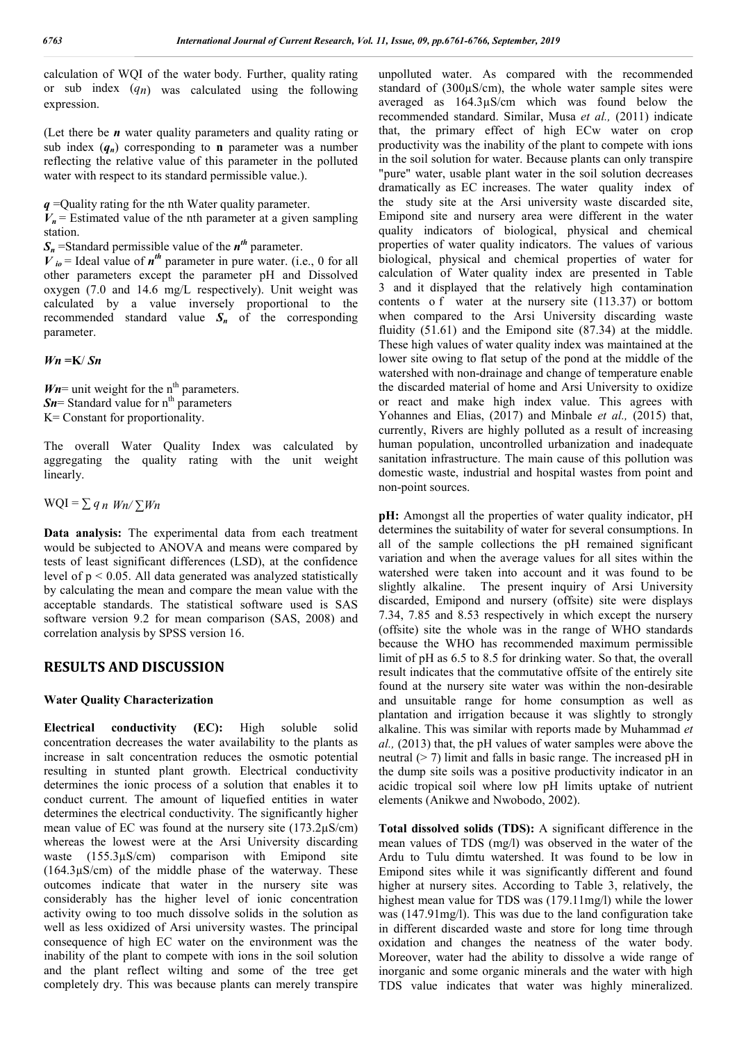calculation of WQI of the water body. Further, quality rating or sub index ($q_n$) was calculated using the following expression.

(Let there be ***n*** water quality parameters and quality rating or sub index (***$q_n$***) corresponding to **n** parameter was a number reflecting the relative value of this parameter in the polluted water with respect to its standard permissible value.).

***q*** =Quality rating for the nth Water quality parameter.
***$V_n$*** = Estimated value of the nth parameter at a given sampling station.
***$S_n$*** =Standard permissible value of the ***$n^{th}$*** parameter.
***$V_{io}$*** = Ideal value of ***$n^{th}$*** parameter in pure water. (i.e., 0 for all other parameters except the parameter pH and Dissolved oxygen (7.0 and 14.6 mg/L respectively). Unit weight was calculated by a value inversely proportional to the recommended standard value ***$S_n$*** of the corresponding parameter.

$$Wn = K / Sn$$

***Wn***= unit weight for the $n^{th}$ parameters.
***Sn***= Standard value for $n^{th}$ parameters
K= Constant for proportionality.

The overall Water Quality Index was calculated by aggregating the quality rating with the unit weight linearly.

$$WQI = \sum q_n Wn / \sum Wn$$

**Data analysis:** The experimental data from each treatment would be subjected to ANOVA and means were compared by tests of least significant differences (LSD), at the confidence level of $p < 0.05$. All data generated was analyzed statistically by calculating the mean and compare the mean value with the acceptable standards. The statistical software used is SAS software version 9.2 for mean comparison (SAS, 2008) and correlation analysis by SPSS version 16.

## RESULTS AND DISCUSSION

### Water Quality Characterization

**Electrical conductivity (EC):** High soluble solid concentration decreases the water availability to the plants as increase in salt concentration reduces the osmotic potential resulting in stunted plant growth. Electrical conductivity determines the ionic process of a solution that enables it to conduct current. The amount of liquefied entities in water determines the electrical conductivity. The significantly higher mean value of EC was found at the nursery site (173.2µS/cm) whereas the lowest were at the Arsi University discarding waste (155.3µS/cm) comparison with Emipond site (164.3µS/cm) of the middle phase of the waterway. These outcomes indicate that water in the nursery site was considerably has the higher level of ionic concentration activity owing to too much dissolve solids in the solution as well as less oxidized of Arsi university wastes. The principal consequence of high EC water on the environment was the inability of the plant to compete with ions in the soil solution and the plant reflect wilting and some of the tree get completely dry. This was because plants can merely transpire unpolluted water. As compared with the recommended standard of (300µS/cm), the whole water sample sites were averaged as 164.3µS/cm which was found below the recommended standard. Similar, Musa *et al.,* (2011) indicate that, the primary effect of high ECw water on crop productivity was the inability of the plant to compete with ions in the soil solution for water. Because plants can only transpire "pure" water, usable plant water in the soil solution decreases dramatically as EC increases. The water quality index of the study site at the Arsi university waste discarded site, Emipond site and nursery area were different in the water quality indicators of biological, physical and chemical properties of water quality indicators. The values of various biological, physical and chemical properties of water for calculation of Water quality index are presented in Table 3 and it displayed that the relatively high contamination contents o f water at the nursery site (113.37) or bottom when compared to the Arsi University discarding waste fluidity (51.61) and the Emipond site (87.34) at the middle. These high values of water quality index was maintained at the lower site owing to flat setup of the pond at the middle of the watershed with non-drainage and change of temperature enable the discarded material of home and Arsi University to oxidize or react and make high index value. This agrees with Yohannes and Elias, (2017) and Minbale *et al.,* (2015) that, currently, Rivers are highly polluted as a result of increasing human population, uncontrolled urbanization and inadequate sanitation infrastructure. The main cause of this pollution was domestic waste, industrial and hospital wastes from point and non-point sources.

**pH:** Amongst all the properties of water quality indicator, pH determines the suitability of water for several consumptions. In all of the sample collections the pH remained significant variation and when the average values for all sites within the watershed were taken into account and it was found to be slightly alkaline. The present inquiry of Arsi University discarded, Emipond and nursery (offsite) site were displays 7.34, 7.85 and 8.53 respectively in which except the nursery (offsite) site the whole was in the range of WHO standards because the WHO has recommended maximum permissible limit of pH as 6.5 to 8.5 for drinking water. So that, the overall result indicates that the commutative offsite of the entirely site found at the nursery site water was within the non-desirable and unsuitable range for home consumption as well as plantation and irrigation because it was slightly to strongly alkaline. This was similar with reports made by Muhammad *et al.,* (2013) that, the pH values of water samples were above the neutral (> 7) limit and falls in basic range. The increased pH in the dump site soils was a positive productivity indicator in an acidic tropical soil where low pH limits uptake of nutrient elements (Anikwe and Nwobodo, 2002).

**Total dissolved solids (TDS):** A significant difference in the mean values of TDS (mg/l) was observed in the water of the Ardu to Tulu dimtu watershed. It was found to be low in Emipond sites while it was significantly different and found higher at nursery sites. According to Table 3, relatively, the highest mean value for TDS was (179.11mg/l) while the lower was (147.91mg/l). This was due to the land configuration take in different discarded waste and store for long time through oxidation and changes the neatness of the water body. Moreover, water had the ability to dissolve a wide range of inorganic and some organic minerals and the water with high TDS value indicates that water was highly mineralized.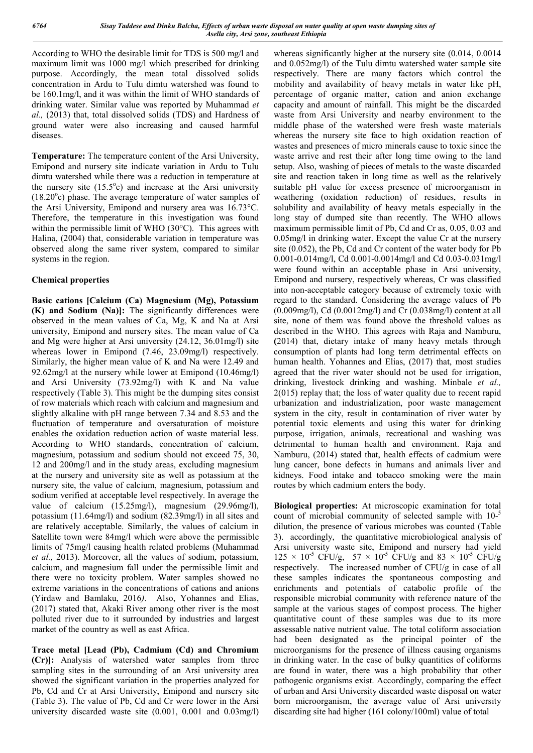According to WHO the desirable limit for TDS is 500 mg/l and maximum limit was 1000 mg/l which prescribed for drinking purpose. Accordingly, the mean total dissolved solids concentration in Ardu to Tulu dimtu watershed was found to be 160.1mg/l, and it was within the limit of WHO standards of drinking water. Similar value was reported by Muhammad *et al.,* (2013) that, total dissolved solids (TDS) and Hardness of ground water were also increasing and caused harmful diseases.

**Temperature:** The temperature content of the Arsi University, Emipond and nursery site indicate variation in Ardu to Tulu dimtu watershed while there was a reduction in temperature at the nursery site (15.5$^{o}$c) and increase at the Arsi university (18.20$^{o}$c) phase. The average temperature of water samples of the Arsi University, Emipond and nursery area was 16.73°C. Therefore, the temperature in this investigation was found within the permissible limit of WHO (30°C). This agrees with Halina, (2004) that, considerable variation in temperature was observed along the same river system, compared to similar systems in the region.

## Chemical properties

**Basic cations [Calcium (Ca) Magnesium (Mg), Potassium (K) and Sodium (Na)]:** The significantly differences were observed in the mean values of Ca, Mg, K and Na at Arsi university, Emipond and nursery sites. The mean value of Ca and Mg were higher at Arsi university (24.12, 36.01mg/l) site whereas lower in Emipond (7.46, 23.09mg/l) respectively. Similarly, the higher mean value of K and Na were 12.49 and 92.62mg/l at the nursery while lower at Emipond (10.46mg/l) and Arsi University (73.92mg/l) with K and Na value respectively (Table 3). This might be the dumping sites consist of row materials which reach with calcium and magnesium and slightly alkaline with pH range between 7.34 and 8.53 and the fluctuation of temperature and oversaturation of moisture enables the oxidation reduction action of waste material less. According to WHO standards, concentration of calcium, magnesium, potassium and sodium should not exceed 75, 30, 12 and 200mg/l and in the study areas, excluding magnesium at the nursery and university site as well as potassium at the nursery site, the value of calcium, magnesium, potassium and sodium verified at acceptable level respectively. In average the value of calcium (15.25mg/l), magnesium (29.96mg/l), potassium (11.64mg/l) and sodium (82.39mg/l) in all sites and are relatively acceptable. Similarly, the values of calcium in Satellite town were 84mg/l which were above the permissible limits of 75mg/l causing health related problems (Muhammad *et al.,* 2013). Moreover, all the values of sodium, potassium, calcium, and magnesium fall under the permissible limit and there were no toxicity problem. Water samples showed no extreme variations in the concentrations of cations and anions (Yirdaw and Bamlaku, 2016*)*. Also, Yohannes and Elias, (2017) stated that, Akaki River among other river is the most polluted river due to it surrounded by industries and largest market of the country as well as east Africa.

**Trace metal [Lead (Pb), Cadmium (Cd) and Chromium (Cr)]:** Analysis of watershed water samples from three sampling sites in the surrounding of an Arsi university area showed the significant variation in the properties analyzed for Pb, Cd and Cr at Arsi University, Emipond and nursery site (Table 3). The value of Pb, Cd and Cr were lower in the Arsi university discarded waste site (0.001, 0.001 and 0.03mg/l) whereas significantly higher at the nursery site (0.014, 0.0014 and 0.052mg/l) of the Tulu dimtu watershed water sample site respectively. There are many factors which control the mobility and availability of heavy metals in water like pH, percentage of organic matter, cation and anion exchange capacity and amount of rainfall. This might be the discarded waste from Arsi University and nearby environment to the middle phase of the watershed were fresh waste materials whereas the nursery site face to high oxidation reaction of wastes and presences of micro minerals cause to toxic since the waste arrive and rest their after long time owing to the land setup. Also, washing of pieces of metals to the waste discarded site and reaction taken in long time as well as the relatively suitable pH value for excess presence of microorganism in weathering (oxidation reduction) of residues, results in solubility and availability of heavy metals especially in the long stay of dumped site than recently. The WHO allows maximum permissible limit of Pb, Cd and Cr as, 0.05, 0.03 and 0.05mg/l in drinking water. Except the value Cr at the nursery site (0.052), the Pb, Cd and Cr content of the water body for Pb 0.001-0.014mg/l, Cd 0.001-0.0014mg/l and Cd 0.03-0.031mg/l were found within an acceptable phase in Arsi university, Emipond and nursery, respectively whereas, Cr was classified into non-acceptable category because of extremely toxic with regard to the standard. Considering the average values of Pb (0.009mg/l), Cd (0.0012mg/l) and Cr (0.038mg/l) content at all site, none of them was found above the threshold values as described in the WHO. This agrees with Raja and Namburu, (2014) that, dietary intake of many heavy metals through consumption of plants had long term detrimental effects on human health. Yohannes and Elias, (2017) that, most studies agreed that the river water should not be used for irrigation, drinking, livestock drinking and washing. Minbale *et al.,* 2(015) replay that; the loss of water quality due to recent rapid urbanization and industrialization, poor waste management system in the city, result in contamination of river water by potential toxic elements and using this water for drinking purpose, irrigation, animals, recreational and washing was detrimental to human health and environment. Raja and Namburu, (2014) stated that, health effects of cadmium were lung cancer, bone defects in humans and animals liver and kidneys. Food intake and tobacco smoking were the main routes by which cadmium enters the body.

**Biological properties:** At microscopic examination for total count of microbial community of selected sample with $10^{-5}$ dilution, the presence of various microbes was counted (Table 3). accordingly, the quantitative microbiological analysis of Arsi university waste site, Emipond and nursery had yield $125 \times 10^{-5}$ CFU/g, $57 \times 10^{-5}$ CFU/g and $83 \times 10^{-5}$ CFU/g respectively. The increased number of CFU/g in case of all these samples indicates the spontaneous composting and enrichments and potentials of catabolic profile of the responsible microbial community with reference nature of the sample at the various stages of compost process. The higher quantitative count of these samples was due to its more assessable native nutrient value. The total coliform association had been designated as the principal pointer of the microorganisms for the presence of illness causing organisms in drinking water. In the case of bulky quantities of coliforms are found in water, there was a high probability that other pathogenic organisms exist. Accordingly, comparing the effect of urban and Arsi University discarded waste disposal on water born microorganism, the average value of Arsi university discarding site had higher (161 colony/100ml) value of total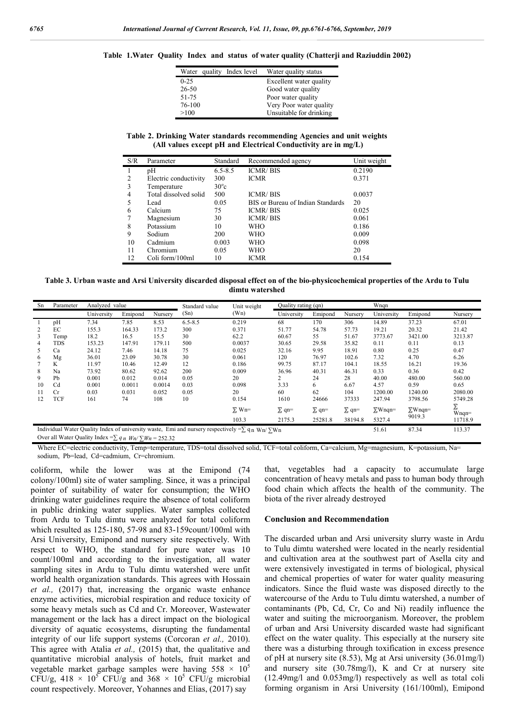**Table 1.Water Quality Index and status of water quality (Chatterji and Raziuddin 2002)**

| Water quality Index level | Water quality status |
|---|---|
| 0-25 | Excellent water quality |
| 26-50 | Good water quality |
| 51-75 | Poor water quality |
| 76-100 | Very Poor water quality |
| >100 | Unsuitable for drinking |

**Table 2. Drinking Water standards recommending Agencies and unit weights (All values except pH and Electrical Conductivity are in mg/L)**

| S/R | Parameter | Standard | Recommended agency | Unit weight |
|---|---|---|---|---|
| 1 | pH | 6.5-8.5 | ICMR/ BIS | 0.2190 |
| 2 | Electric conductivity | 300 | ICMR | 0.371 |
| 3 | Temperature | 30°c | | |
| 4 | Total dissolved solid | 500 | ICMR/ BIS | 0.0037 |
| 5 | Lead | 0.05 | BIS or Bureau of Indian Standards | 20 |
| 6 | Calcium | 75 | ICMR/ BIS | 0.025 |
| 7 | Magnesium | 30 | ICMR/ BIS | 0.061 |
| 8 | Potassium | 10 | WHO | 0.186 |
| 9 | Sodium | 200 | WHO | 0.009 |
| 10 | Cadmium | 0.003 | WHO | 0.098 |
| 11 | Chromium | 0.05 | WHO | 20 |
| 12 | Coli form/100ml | 10 | ICMR | 0.154 |

**Table 3. Urban waste and Arsi University discarded disposal effect on of the bio-physicochemical properties of the Ardu to Tulu dimtu watershed**

| Sn | Parameter | Analyzed value | | | Standard value (Sn) | Unit weight (Wn) | Quality rating (qn) | | | Wnqn | | |
|---|---|---|---|---|---|---|---|---|---|---|---|---|
| | | University | Emipond | Nursery | | | University | Emipond | Nursery | University | Emipond | Nursery |
| 1 | pH | 7.34 | 7.85 | 8.53 | 6.5-8.5 | 0.219 | 68 | 170 | 306 | 14.89 | 37.23 | 67.01 |
| 2 | EC | 155.3 | 164.33 | 173.2 | 300 | 0.371 | 51.77 | 54.78 | 57.73 | 19.21 | 20.32 | 21.42 |
| 3 | Temp | 18.2 | 16.5 | 15.5 | 30 | 62.2 | 60.67 | 55 | 51.67 | 3773.67 | 3421.00 | 3213.87 |
| 4 | TDS | 153.23 | 147.91 | 179.11 | 500 | 0.0037 | 30.65 | 29.58 | 35.82 | 0.11 | 0.11 | 0.13 |
| 5 | Ca | 24.12 | 7.46 | 14.18 | 75 | 0.025 | 32.16 | 9.95 | 18.91 | 0.80 | 0.25 | 0.47 |
| 6 | Mg | 36.01 | 23.09 | 30.78 | 30 | 0.061 | 120 | 76.97 | 102.6 | 7.32 | 4.70 | 6.26 |
| 7 | K | 11.97 | 10.46 | 12.49 | 12 | 0.186 | 99.75 | 87.17 | 104.1 | 18.55 | 16.21 | 19.36 |
| 8 | Na | 73.92 | 80.62 | 92.62 | 200 | 0.009 | 36.96 | 40.31 | 46.31 | 0.33 | 0.36 | 0.42 |
| 9 | Pb | 0.001 | 0.012 | 0.014 | 0.05 | 20 | 2 | 24 | 28 | 40.00 | 480.00 | 560.00 |
| 10 | Cd | 0.001 | 0.0011 | 0.0014 | 0.03 | 0.098 | 3.33 | 6 | 6.67 | 4.57 | 0.59 | 0.65 |
| 11 | Cr | 0.03 | 0.031 | 0.052 | 0.05 | 20 | 60 | 62 | 104 | 1200.00 | 1240.00 | 2080.00 |
| 12 | TCF | 161 | 74 | 108 | 10 | 0.154 | 1610 | 24666 | 37333 | 247.94 | 3798.56 | 5749.28 |
| | | | | | | ∑ Wn= 103.3 | ∑ qn= 2175.3 | ∑ qn= 25281.8 | ∑ qn= 38194.8 | ∑Wnqn= 5327.4 | ∑Wnqn= 9019.3 | ∑ Wnqn= 11718.9 |
| Individual Water Quality Index of university waste, Emi and nursery respectively =$\sum q_n W_n / \sum W_n$ | | | | | | | | | | 51.61 | 87.34 | 113.37 |
| Over all Water Quality Index =$\sum q_n W_n / \sum W_n$ = 252.32 | | | | | | | | | | | | |

Where EC=electric conductivity, Temp=temperature, TDS=total dissolved solid, TCF=total coliform, Ca=calcium, Mg=magnesium, K=potassium, Na= sodium, Pb=lead, Cd=cadmium, Cr=chromium.

coliform, while the lower was at the Emipond (74 colony/100ml) site of water sampling. Since, it was a principal pointer of suitability of water for consumption; the WHO drinking water guidelines require the absence of total coliform in public drinking water supplies. Water samples collected from Ardu to Tulu dimtu were analyzed for total coliform which resulted as 125-180, 57-98 and 83-159count/100ml with Arsi University, Emipond and nursery site respectively. With respect to WHO, the standard for pure water was 10 count/100ml and according to the investigation, all water sampling sites in Ardu to Tulu dimtu watershed were unfit world health organization standards. This agrees with Hossain *et al.,* (2017) that, increasing the organic waste enhance enzyme activities, microbial respiration and reduce toxicity of some heavy metals such as Cd and Cr. Moreover, Wastewater management or the lack has a direct impact on the biological diversity of aquatic ecosystems, disrupting the fundamental integrity of our life support systems (Corcoran *et al.,* 2010). This agree with Atalia *et al.,* (2015) that, the qualitative and quantitative microbial analysis of hotels, fruit market and vegetable market garbage samples were having $558 \times 10^5$ CFU/g, $418 \times 10^5$ CFU/g and $368 \times 10^5$ CFU/g microbial count respectively. Moreover, Yohannes and Elias, (2017) say that, vegetables had a capacity to accumulate large concentration of heavy metals and pass to human body through food chain which affects the health of the community. The biota of the river already destroyed

## Conclusion and Recommendation

The discarded urban and Arsi university slurry waste in Ardu to Tulu dimtu watershed were located in the nearly residential and cultivation area at the southwest part of Asella city and were extensively investigated in terms of biological, physical and chemical properties of water for water quality measuring indicators. Since the fluid waste was disposed directly to the watercourse of the Ardu to Tulu dimtu watershed, a number of contaminants (Pb, Cd, Cr, Co and Ni) readily influence the water and suiting the microorganism. Moreover, the problem of urban and Arsi University discarded waste had significant effect on the water quality. This especially at the nursery site there was a disturbing through toxification in excess presence of pH at nursery site (8.53), Mg at Arsi university (36.01mg/l) and nursery site (30.78mg/l), K and Cr at nursery site (12.49mg/l and 0.053mg/l) respectively as well as total coli forming organism in Arsi University (161/100ml), Emipond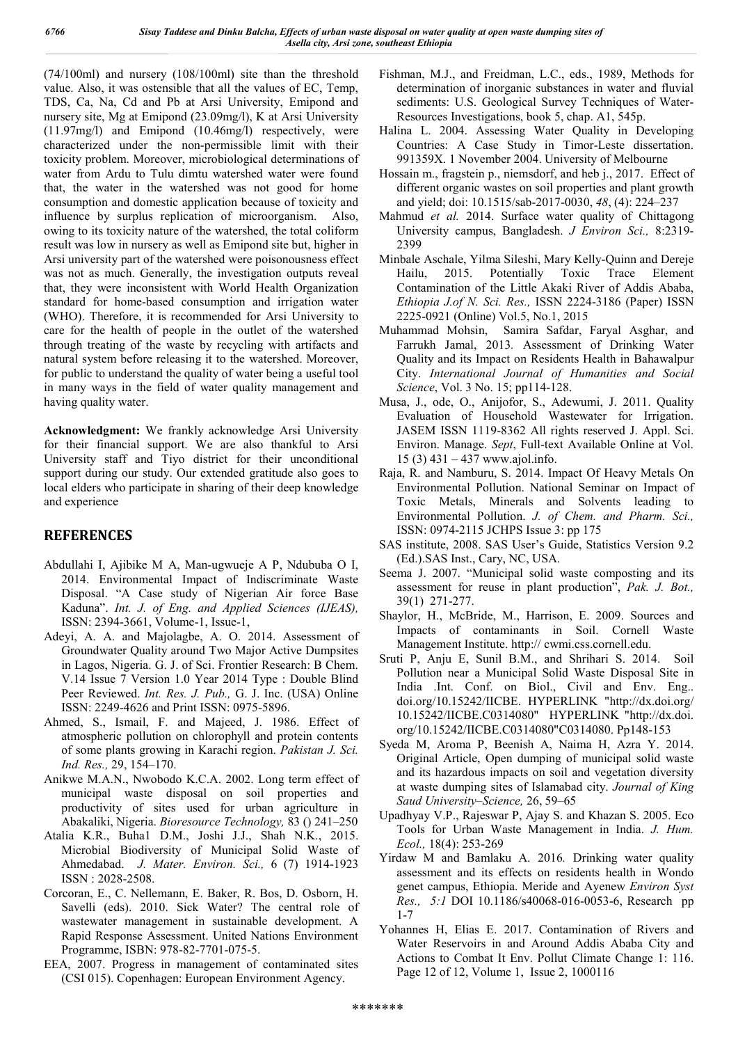(74/100ml) and nursery (108/100ml) site than the threshold value. Also, it was ostensible that all the values of EC, Temp, TDS, Ca, Na, Cd and Pb at Arsi University, Emipond and nursery site, Mg at Emipond (23.09mg/l), K at Arsi University (11.97mg/l) and Emipond (10.46mg/l) respectively, were characterized under the non-permissible limit with their toxicity problem. Moreover, microbiological determinations of water from Ardu to Tulu dimtu watershed water were found that, the water in the watershed was not good for home consumption and domestic application because of toxicity and influence by surplus replication of microorganism. Also, owing to its toxicity nature of the watershed, the total coliform result was low in nursery as well as Emipond site but, higher in Arsi university part of the watershed were poisonousness effect was not as much. Generally, the investigation outputs reveal that, they were inconsistent with World Health Organization standard for home-based consumption and irrigation water (WHO). Therefore, it is recommended for Arsi University to care for the health of people in the outlet of the watershed through treating of the waste by recycling with artifacts and natural system before releasing it to the watershed. Moreover, for public to understand the quality of water being a useful tool in many ways in the field of water quality management and having quality water.

**Acknowledgment:** We frankly acknowledge Arsi University for their financial support. We are also thankful to Arsi University staff and Tiyo district for their unconditional support during our study. Our extended gratitude also goes to local elders who participate in sharing of their deep knowledge and experience

## REFERENCES

- Abdullahi I, Ajibike M A, Man-ugwueje A P, Ndububa O I, 2014. Environmental Impact of Indiscriminate Waste Disposal. "A Case study of Nigerian Air force Base Kaduna". *Int. J. of Eng. and Applied Sciences (IJEAS),* ISSN: 2394-3661, Volume-1, Issue-1,
- Adeyi, A. A. and Majolagbe, A. O. 2014. Assessment of Groundwater Quality around Two Major Active Dumpsites in Lagos, Nigeria. G. J. of Sci. Frontier Research: B Chem. V.14 Issue 7 Version 1.0 Year 2014 Type : Double Blind Peer Reviewed. *Int. Res. J. Pub.,* G. J. Inc. (USA) Online ISSN: 2249-4626 and Print ISSN: 0975-5896.
- Ahmed, S., Ismail, F. and Majeed, J. 1986. Effect of atmospheric pollution on chlorophyll and protein contents of some plants growing in Karachi region. *Pakistan J. Sci. Ind. Res.,* 29, 154–170.
- Anikwe M.A.N., Nwobodo K.C.A. 2002. Long term effect of municipal waste disposal on soil properties and productivity of sites used for urban agriculture in Abakaliki, Nigeria. *Bioresource Technology,* 83 () 241–250
- Atalia K.R., Buha1 D.M., Joshi J.J., Shah N.K., 2015. Microbial Biodiversity of Municipal Solid Waste of Ahmedabad. *J. Mater. Environ. Sci.,* 6 (7) 1914-1923 ISSN : 2028-2508.
- Corcoran, E., C. Nellemann, E. Baker, R. Bos, D. Osborn, H. Savelli (eds). 2010. Sick Water? The central role of wastewater management in sustainable development. A Rapid Response Assessment. United Nations Environment Programme, ISBN: 978-82-7701-075-5.
- EEA, 2007. Progress in management of contaminated sites (CSI 015). Copenhagen: European Environment Agency.
- Fishman, M.J., and Freidman, L.C., eds., 1989, Methods for determination of inorganic substances in water and fluvial sediments: U.S. Geological Survey Techniques of Water-Resources Investigations, book 5, chap. A1, 545p.
- Halina L. 2004. Assessing Water Quality in Developing Countries: A Case Study in Timor-Leste dissertation. 991359X. 1 November 2004. University of Melbourne
- Hossain m., fragstein p., niemsdorf, and heb j., 2017. Effect of different organic wastes on soil properties and plant growth and yield; doi: 10.1515/sab-2017-0030, *48*, (4): 224–237
- Mahmud *et al.* 2014. Surface water quality of Chittagong University campus, Bangladesh. *J Environ Sci.,* 8:2319-2399
- Minbale Aschale, Yilma Sileshi, Mary Kelly-Quinn and Dereje Hailu, 2015. Potentially Toxic Trace Element Contamination of the Little Akaki River of Addis Ababa, *Ethiopia J.of N. Sci. Res.,* ISSN 2224-3186 (Paper) ISSN 2225-0921 (Online) Vol.5, No.1, 2015
- Muhammad Mohsin, Samira Safdar, Faryal Asghar, and Farrukh Jamal, 2013. Assessment of Drinking Water Quality and its Impact on Residents Health in Bahawalpur City. *International Journal of Humanities and Social Science*, Vol. 3 No. 15; pp114-128.
- Musa, J., ode, O., Anijofor, S., Adewumi, J. 2011. Quality Evaluation of Household Wastewater for Irrigation. JASEM ISSN 1119-8362 All rights reserved J. Appl. Sci. Environ. Manage. *Sept*, Full-text Available Online at Vol. 15 (3) 431 – 437 www.ajol.info.
- Raja, R. and Namburu, S. 2014. Impact Of Heavy Metals On Environmental Pollution. National Seminar on Impact of Toxic Metals, Minerals and Solvents leading to Environmental Pollution. *J. of Chem. and Pharm. Sci.,* ISSN: 0974-2115 JCHPS Issue 3: pp 175
- SAS institute, 2008. SAS User's Guide, Statistics Version 9.2 (Ed.).SAS Inst., Cary, NC, USA.
- Seema J. 2007. "Municipal solid waste composting and its assessment for reuse in plant production", *Pak. J. Bot.,* 39(1) 271-277.
- Shaylor, H., McBride, M., Harrison, E. 2009. Sources and Impacts of contaminants in Soil. Cornell Waste Management Institute. http:// cwmi.css.cornell.edu.
- Sruti P, Anju E, Sunil B.M., and Shrihari S. 2014. Soil Pollution near a Municipal Solid Waste Disposal Site in India .Int. Conf. on Biol., Civil and Env. Eng.. doi.org/10.15242/IICBE. HYPERLINK "http://dx.doi.org/ 10.15242/IICBE.C0314080" HYPERLINK "http://dx.doi. org/10.15242/IICBE.C0314080"C0314080. Pp148-153
- Syeda M, Aroma P, Beenish A, Naima H, Azra Y. 2014. Original Article, Open dumping of municipal solid waste and its hazardous impacts on soil and vegetation diversity at waste dumping sites of Islamabad city. *Journal of King Saud University–Science,* 26, 59–65
- Upadhyay V.P., Rajeswar P, Ajay S. and Khazan S. 2005. Eco Tools for Urban Waste Management in India. *J. Hum. Ecol.,* 18(4): 253-269
- Yirdaw M and Bamlaku A. 2016. Drinking water quality assessment and its effects on residents health in Wondo genet campus, Ethiopia. Meride and Ayenew *Environ Syst Res., 5:1* DOI 10.1186/s40068-016-0053-6, Research pp 1-7
- Yohannes H, Elias E. 2017. Contamination of Rivers and Water Reservoirs in and Around Addis Ababa City and Actions to Combat It Env. Pollut Climate Change 1: 116. Page 12 of 12, Volume 1, Issue 2, 1000116

\*\*\*\*\*\*\*